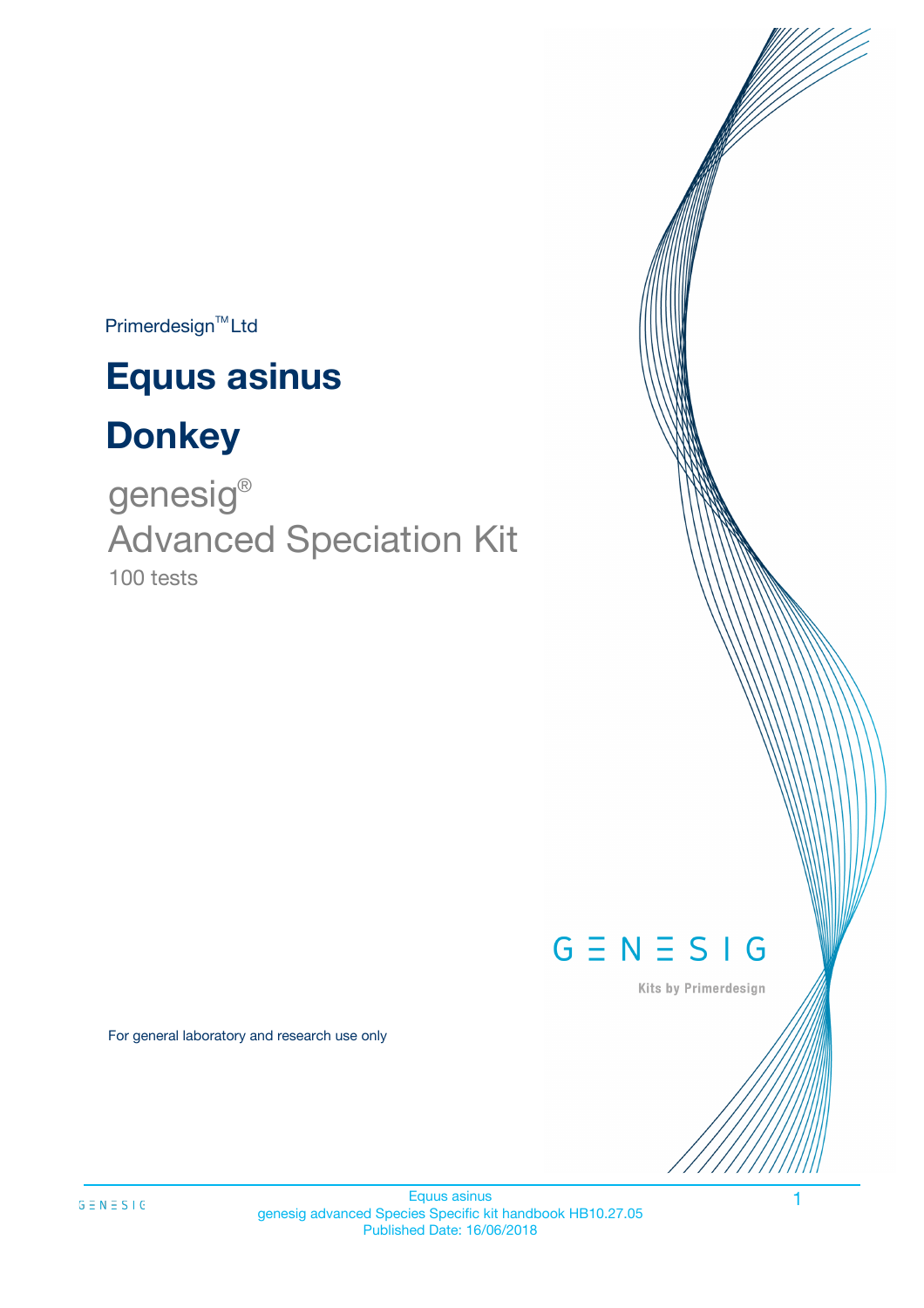Primerdesign™ Ltd

# Equus asinus

# Donkey

genesig®

Advanced Speciation Kit

100 tests

GENESIG

Kits by Primerdesign

For general laboratory and research use only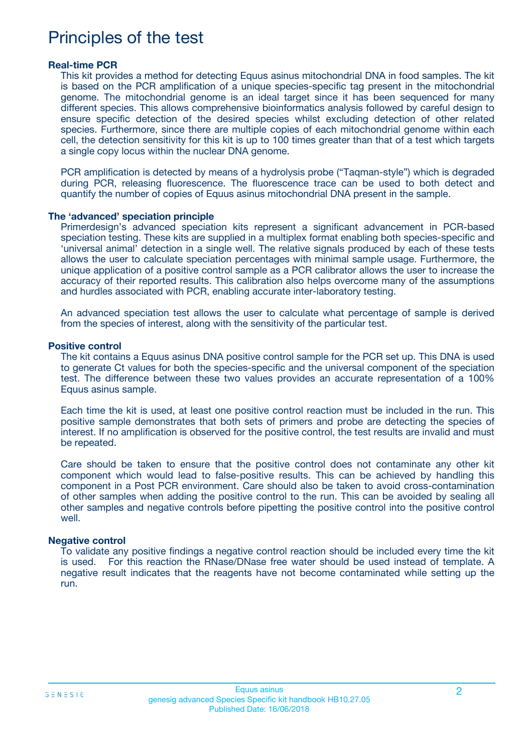# Principles of the test

### Real-time PCR

This kit provides a method for detecting Equus asinus mitochondrial DNA in food samples. The kit is based on the PCR amplification of a unique species-specific tag present in the mitochondrial genome. The mitochondrial genome is an ideal target since it has been sequenced for many different species. This allows comprehensive bioinformatics analysis followed by careful design to ensure specific detection of the desired species whilst excluding detection of other related species. Furthermore, since there are multiple copies of each mitochondrial genome within each cell, the detection sensitivity for this kit is up to 100 times greater than that of a test which targets a single copy locus within the nuclear DNA genome.

PCR amplification is detected by means of a hydrolysis probe ("Taqman-style") which is degraded during PCR, releasing fluorescence. The fluorescence trace can be used to both detect and quantify the number of copies of Equus asinus mitochondrial DNA present in the sample.

### The 'advanced' speciation principle

Primerdesign's advanced speciation kits represent a significant advancement in PCR-based speciation testing. These kits are supplied in a multiplex format enabling both species-specific and 'universal animal' detection in a single well. The relative signals produced by each of these tests allows the user to calculate speciation percentages with minimal sample usage. Furthermore, the unique application of a positive control sample as a PCR calibrator allows the user to increase the accuracy of their reported results. This calibration also helps overcome many of the assumptions and hurdles associated with PCR, enabling accurate inter-laboratory testing.

An advanced speciation test allows the user to calculate what percentage of sample is derived from the species of interest, along with the sensitivity of the particular test.

### Positive control

The kit contains a Equus asinus DNA positive control sample for the PCR set up. This DNA is used to generate Ct values for both the species-specific and the universal component of the speciation test. The difference between these two values provides an accurate representation of a 100% Equus asinus sample.

Each time the kit is used, at least one positive control reaction must be included in the run. This positive sample demonstrates that both sets of primers and probe are detecting the species of interest. If no amplification is observed for the positive control, the test results are invalid and must be repeated.

Care should be taken to ensure that the positive control does not contaminate any other kit component which would lead to false-positive results. This can be achieved by handling this component in a Post PCR environment. Care should also be taken to avoid cross-contamination of other samples when adding the positive control to the run. This can be avoided by sealing all other samples and negative controls before pipetting the positive control into the positive control well.

### Negative control

To validate any positive findings a negative control reaction should be included every time the kit is used. For this reaction the RNase/DNase free water should be used instead of template. A negative result indicates that the reagents have not become contaminated while setting up the run.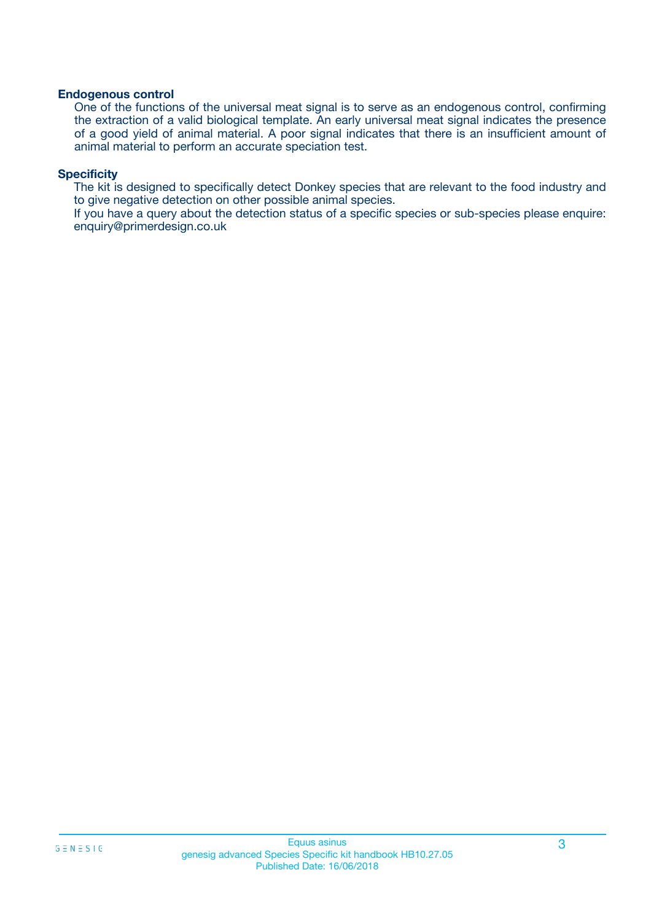### Endogenous control

One of the functions of the universal meat signal is to serve as an endogenous control, confirming the extraction of a valid biological template. An early universal meat signal indicates the presence of a good yield of animal material. A poor signal indicates that there is an insufficient amount of animal material to perform an accurate speciation test.

### Specificity

The kit is designed to specifically detect Donkey species that are relevant to the food industry and to give negative detection on other possible animal species.

If you have a query about the detection status of a specific species or sub-species please enquire: enquiry@primerdesign.co.uk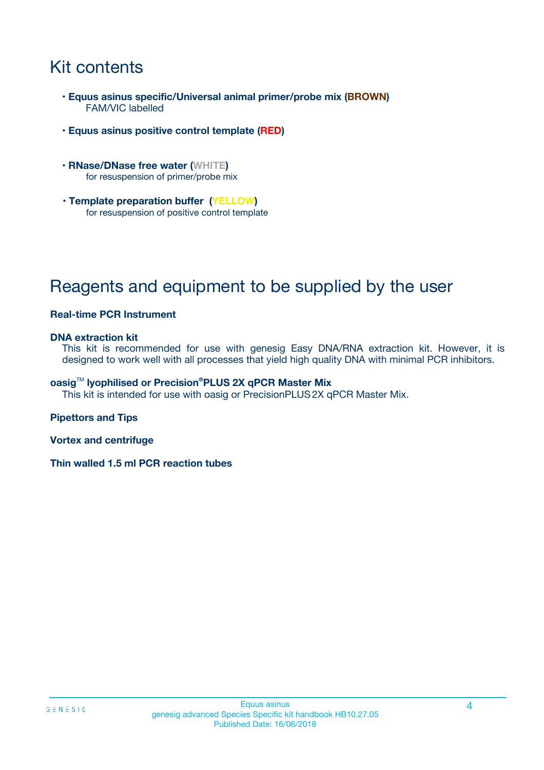# Kit contents

- **Equus asinus specific/Universal animal primer/probe mix (BROWN)**
  FAM/VIC labelled
- **Equus asinus positive control template (RED)**
- **RNase/DNase free water (WHITE)**
  for resuspension of primer/probe mix
- **Template preparation buffer (YELLOW)**
  for resuspension of positive control template

# Reagents and equipment to be supplied by the user

**Real-time PCR Instrument**

**DNA extraction kit**

This kit is recommended for use with genesig Easy DNA/RNA extraction kit. However, it is designed to work well with all processes that yield high quality DNA with minimal PCR inhibitors.

**oasig™ lyophilised or Precision®PLUS 2X qPCR Master Mix**

This kit is intended for use with oasig or PrecisionPLUS 2X qPCR Master Mix.

**Pipettors and Tips**

**Vortex and centrifuge**

**Thin walled 1.5 ml PCR reaction tubes**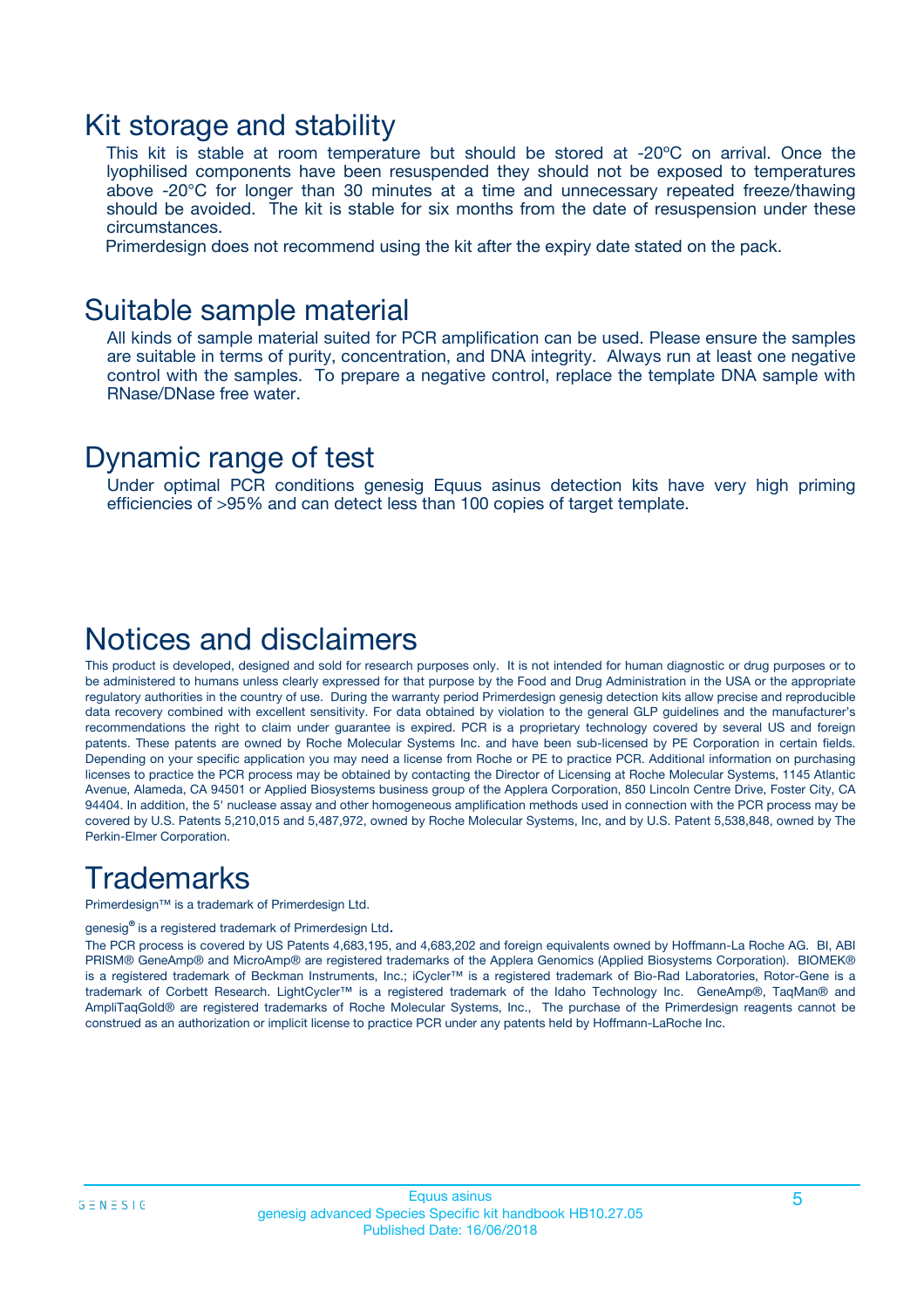## Kit storage and stability

This kit is stable at room temperature but should be stored at -20ºC on arrival. Once the lyophilised components have been resuspended they should not be exposed to temperatures above -20°C for longer than 30 minutes at a time and unnecessary repeated freeze/thawing should be avoided. The kit is stable for six months from the date of resuspension under these circumstances.

Primerdesign does not recommend using the kit after the expiry date stated on the pack.

## Suitable sample material

All kinds of sample material suited for PCR amplification can be used. Please ensure the samples are suitable in terms of purity, concentration, and DNA integrity. Always run at least one negative control with the samples. To prepare a negative control, replace the template DNA sample with RNase/DNase free water.

## Dynamic range of test

Under optimal PCR conditions genesig Equus asinus detection kits have very high priming efficiencies of >95% and can detect less than 100 copies of target template.

## Notices and disclaimers

This product is developed, designed and sold for research purposes only. It is not intended for human diagnostic or drug purposes or to be administered to humans unless clearly expressed for that purpose by the Food and Drug Administration in the USA or the appropriate regulatory authorities in the country of use. During the warranty period Primerdesign genesig detection kits allow precise and reproducible data recovery combined with excellent sensitivity. For data obtained by violation to the general GLP guidelines and the manufacturer's recommendations the right to claim under guarantee is expired. PCR is a proprietary technology covered by several US and foreign patents. These patents are owned by Roche Molecular Systems Inc. and have been sub-licensed by PE Corporation in certain fields. Depending on your specific application you may need a license from Roche or PE to practice PCR. Additional information on purchasing licenses to practice the PCR process may be obtained by contacting the Director of Licensing at Roche Molecular Systems, 1145 Atlantic Avenue, Alameda, CA 94501 or Applied Biosystems business group of the Applera Corporation, 850 Lincoln Centre Drive, Foster City, CA 94404. In addition, the 5' nuclease assay and other homogeneous amplification methods used in connection with the PCR process may be covered by U.S. Patents 5,210,015 and 5,487,972, owned by Roche Molecular Systems, Inc, and by U.S. Patent 5,538,848, owned by The Perkin-Elmer Corporation.

## Trademarks

Primerdesign™ is a trademark of Primerdesign Ltd.

genesig® is a registered trademark of Primerdesign Ltd.

The PCR process is covered by US Patents 4,683,195, and 4,683,202 and foreign equivalents owned by Hoffmann-La Roche AG. BI, ABI PRISM® GeneAmp® and MicroAmp® are registered trademarks of the Applera Genomics (Applied Biosystems Corporation). BIOMEK® is a registered trademark of Beckman Instruments, Inc.; iCycler™ is a registered trademark of Bio-Rad Laboratories, Rotor-Gene is a trademark of Corbett Research. LightCycler™ is a registered trademark of the Idaho Technology Inc. GeneAmp®, TaqMan® and AmpliTaqGold® are registered trademarks of Roche Molecular Systems, Inc., The purchase of the Primerdesign reagents cannot be construed as an authorization or implicit license to practice PCR under any patents held by Hoffmann-LaRoche Inc.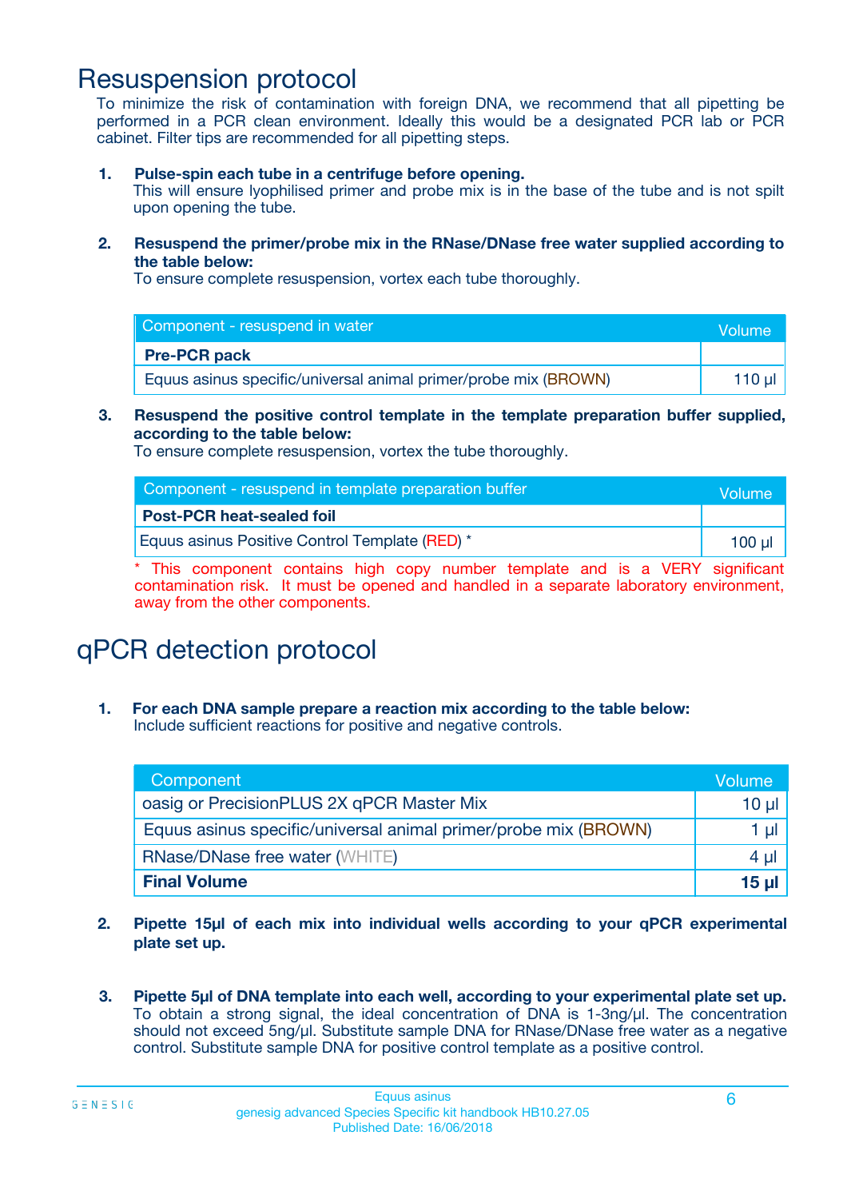# Resuspension protocol

To minimize the risk of contamination with foreign DNA, we recommend that all pipetting be performed in a PCR clean environment. Ideally this would be a designated PCR lab or PCR cabinet. Filter tips are recommended for all pipetting steps.

1. **Pulse-spin each tube in a centrifuge before opening.**
   This will ensure lyophilised primer and probe mix is in the base of the tube and is not spilt upon opening the tube.

2. **Resuspend the primer/probe mix in the RNase/DNase free water supplied according to the table below:**
   To ensure complete resuspension, vortex each tube thoroughly.

| Component - resuspend in water | Volume |
|---|---|
| **Pre-PCR pack** | |
| Equus asinus specific/universal animal primer/probe mix (BROWN) | 110 µl |

3. **Resuspend the positive control template in the template preparation buffer supplied, according to the table below:**
   To ensure complete resuspension, vortex the tube thoroughly.

| Component - resuspend in template preparation buffer | Volume |
|---|---|
| **Post-PCR heat-sealed foil** | |
| Equus asinus Positive Control Template (RED) * | 100 µl |

* This component contains high copy number template and is a VERY significant contamination risk. It must be opened and handled in a separate laboratory environment, away from the other components.

# qPCR detection protocol

1. **For each DNA sample prepare a reaction mix according to the table below:**
   Include sufficient reactions for positive and negative controls.

| Component | Volume |
|---|---|
| oasig or PrecisionPLUS 2X qPCR Master Mix | 10 µl |
| Equus asinus specific/universal animal primer/probe mix (BROWN) | 1 µl |
| RNase/DNase free water (WHITE) | 4 µl |
| **Final Volume** | **15 µl** |

2. **Pipette 15µl of each mix into individual wells according to your qPCR experimental plate set up.**

3. **Pipette 5µl of DNA template into each well, according to your experimental plate set up.**
   To obtain a strong signal, the ideal concentration of DNA is 1-3ng/µl. The concentration should not exceed 5ng/µl. Substitute sample DNA for RNase/DNase free water as a negative control. Substitute sample DNA for positive control template as a positive control.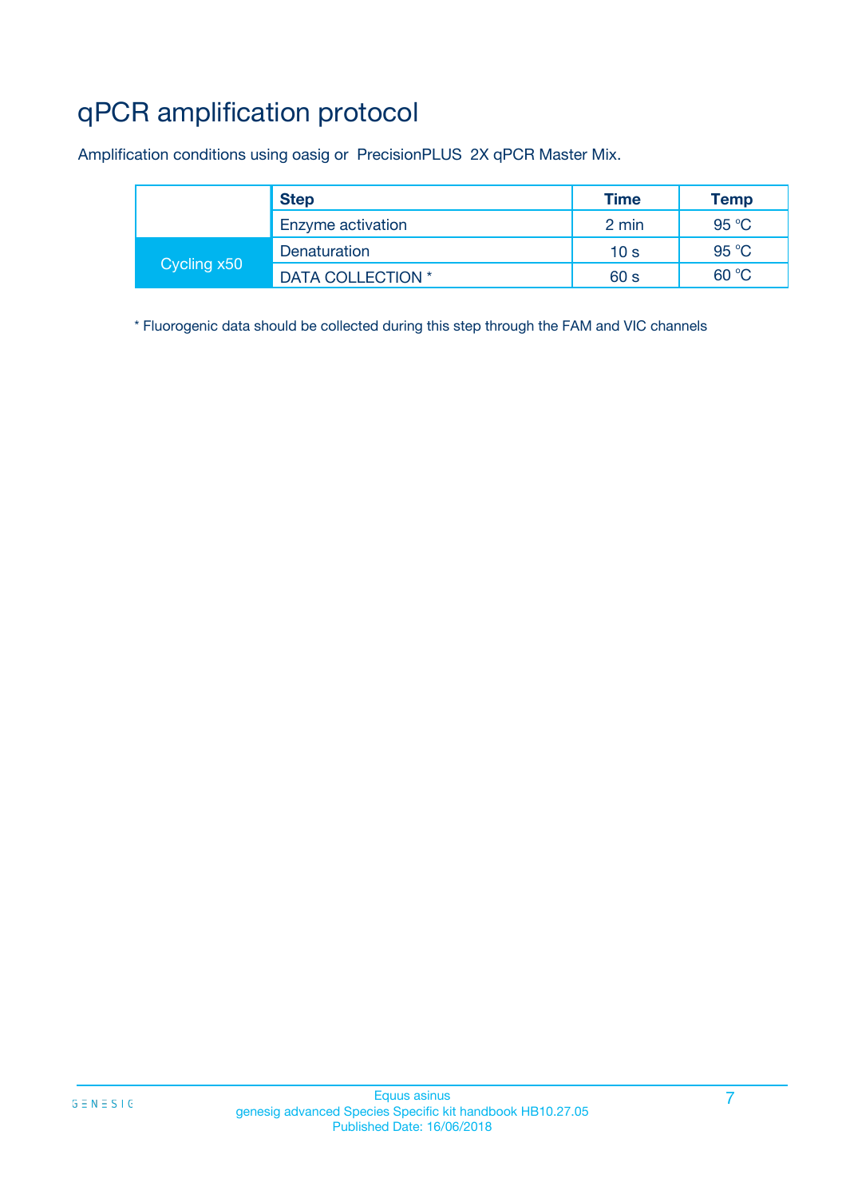# qPCR amplification protocol

Amplification conditions using oasig or PrecisionPLUS 2X qPCR Master Mix.

| | Step | Time | Temp |
|---|---|---|---|
| | Enzyme activation | 2 min | 95 °C |
| Cycling x50 | Denaturation | 10 s | 95 °C |
| | DATA COLLECTION * | 60 s | 60 °C |

* Fluorogenic data should be collected during this step through the FAM and VIC channels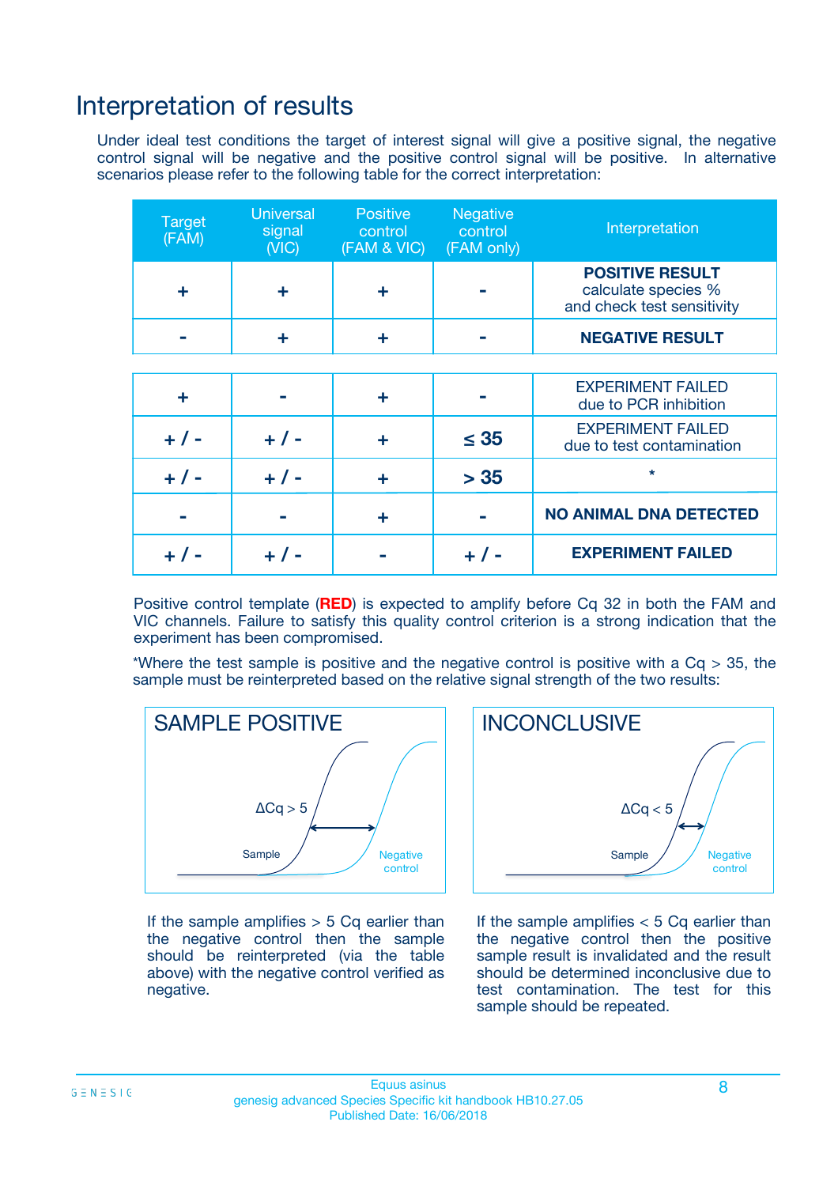# Interpretation of results

Under ideal test conditions the target of interest signal will give a positive signal, the negative control signal will be negative and the positive control signal will be positive. In alternative scenarios please refer to the following table for the correct interpretation:

| Target (FAM) | Universal signal (VIC) | Positive control (FAM & VIC) | Negative control (FAM only) | Interpretation |
|---|---|---|---|---|
| + | + | + | - | **POSITIVE RESULT** calculate species % and check test sensitivity |
| - | + | + | - | **NEGATIVE RESULT** |
| + | - | + | - | EXPERIMENT FAILED due to PCR inhibition |
| + / - | + / - | + | ≤ 35 | EXPERIMENT FAILED due to test contamination |
| + / - | + / - | + | > 35 | * |
| - | - | + | - | **NO ANIMAL DNA DETECTED** |
| + / - | + / - | - | + / - | **EXPERIMENT FAILED** |

Positive control template (**RED**) is expected to amplify before Cq 32 in both the FAM and VIC channels. Failure to satisfy this quality control criterion is a strong indication that the experiment has been compromised.

*Where the test sample is positive and the negative control is positive with a Cq > 35, the sample must be reinterpreted based on the relative signal strength of the two results:

**SAMPLE POSITIVE**

ΔCq > 5

Sample — Negative control

If the sample amplifies > 5 Cq earlier than the negative control then the sample should be reinterpreted (via the table above) with the negative control verified as negative.

**INCONCLUSIVE**

ΔCq < 5

Sample — Negative control

If the sample amplifies < 5 Cq earlier than the negative control then the positive sample result is invalidated and the result should be determined inconclusive due to test contamination. The test for this sample should be repeated.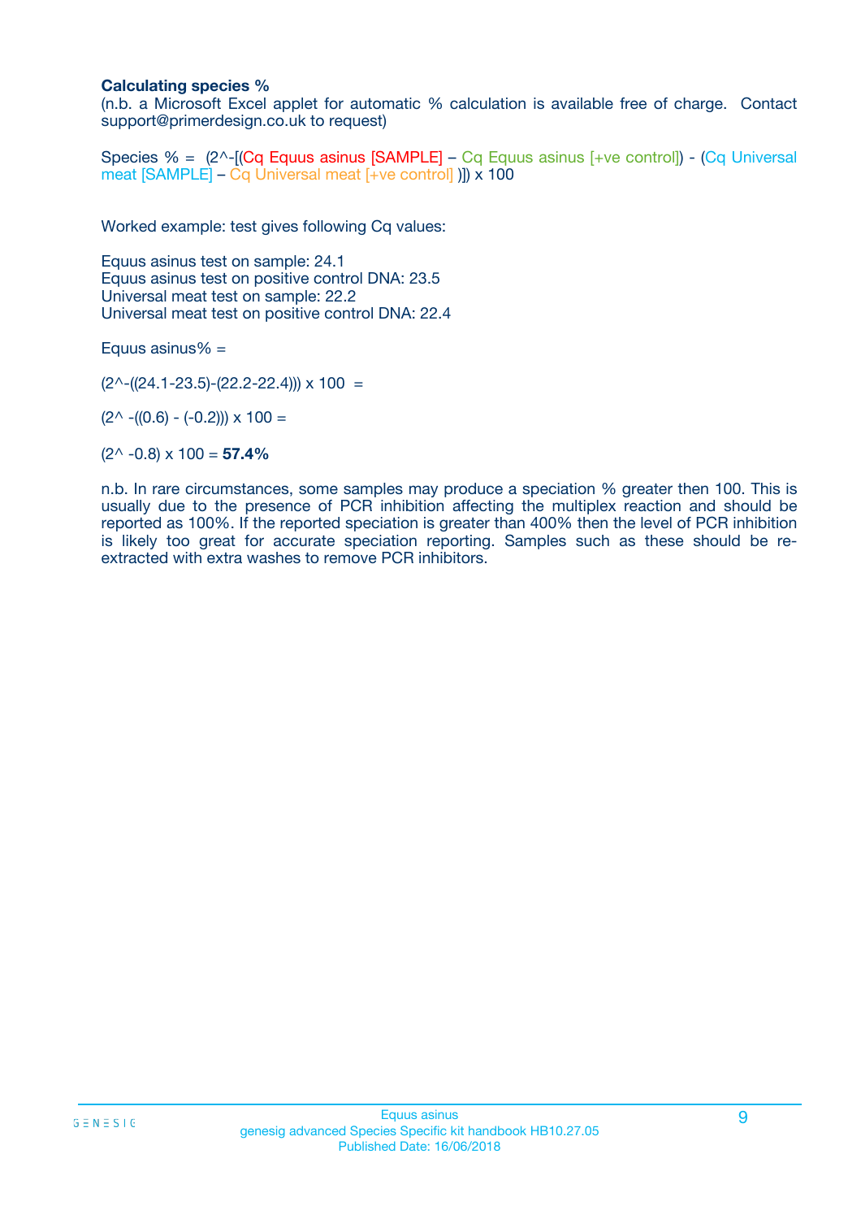**Calculating species %**

(n.b. a Microsoft Excel applet for automatic % calculation is available free of charge. Contact support@primerdesign.co.uk to request)

Species % = (2^-[(Cq Equus asinus [SAMPLE] – Cq Equus asinus [+ve control]) - (Cq Universal meat [SAMPLE] – Cq Universal meat [+ve control] )]) x 100

Worked example: test gives following Cq values:

Equus asinus test on sample: 24.1
Equus asinus test on positive control DNA: 23.5
Universal meat test on sample: 22.2
Universal meat test on positive control DNA: 22.4

Equus asinus% =

(2^-((24.1-23.5)-(22.2-22.4))) x 100 =

(2^ -((0.6) - (-0.2))) x 100 =

(2^ -0.8) x 100 = **57.4%**

n.b. In rare circumstances, some samples may produce a speciation % greater then 100. This is usually due to the presence of PCR inhibition affecting the multiplex reaction and should be reported as 100%. If the reported speciation is greater than 400% then the level of PCR inhibition is likely too great for accurate speciation reporting. Samples such as these should be re-extracted with extra washes to remove PCR inhibitors.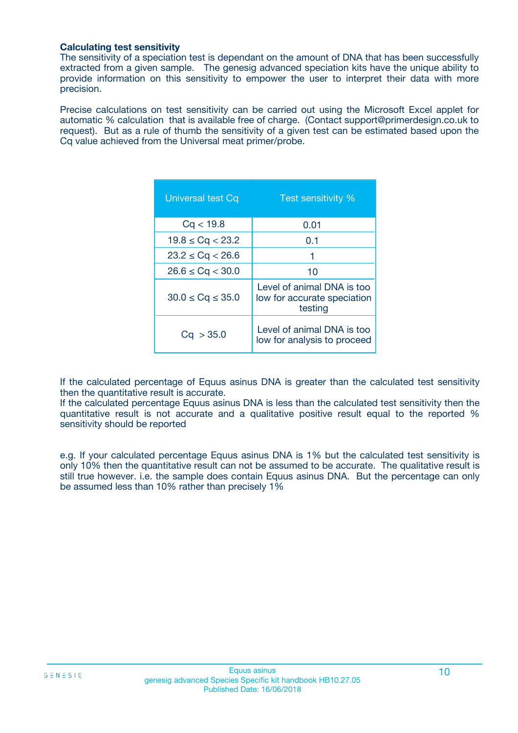### Calculating test sensitivity

The sensitivity of a speciation test is dependant on the amount of DNA that has been successfully extracted from a given sample. The genesig advanced speciation kits have the unique ability to provide information on this sensitivity to empower the user to interpret their data with more precision.

Precise calculations on test sensitivity can be carried out using the Microsoft Excel applet for automatic % calculation that is available free of charge. (Contact support@primerdesign.co.uk to request). But as a rule of thumb the sensitivity of a given test can be estimated based upon the Cq value achieved from the Universal meat primer/probe.

| Universal test Cq | Test sensitivity % |
|---|---|
| Cq < 19.8 | 0.01 |
| 19.8 ≤ Cq < 23.2 | 0.1 |
| 23.2 ≤ Cq < 26.6 | 1 |
| 26.6 ≤ Cq < 30.0 | 10 |
| 30.0 ≤ Cq ≤ 35.0 | Level of animal DNA is too low for accurate speciation testing |
| Cq > 35.0 | Level of animal DNA is too low for analysis to proceed |

If the calculated percentage of Equus asinus DNA is greater than the calculated test sensitivity then the quantitative result is accurate.
If the calculated percentage Equus asinus DNA is less than the calculated test sensitivity then the quantitative result is not accurate and a qualitative positive result equal to the reported % sensitivity should be reported

e.g. If your calculated percentage Equus asinus DNA is 1% but the calculated test sensitivity is only 10% then the quantitative result can not be assumed to be accurate. The qualitative result is still true however. i.e. the sample does contain Equus asinus DNA. But the percentage can only be assumed less than 10% rather than precisely 1%